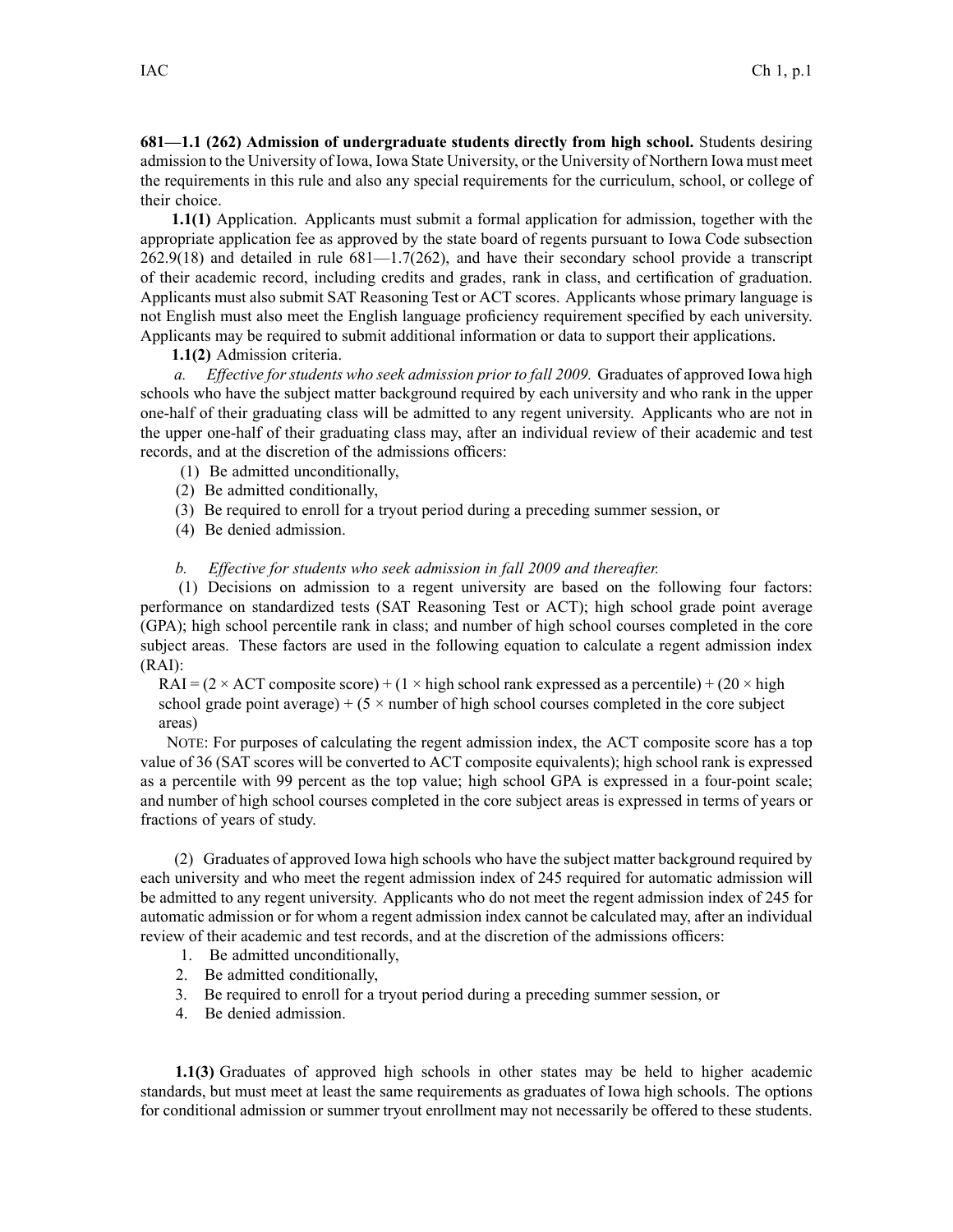**681—1.1 (262) Admission of undergraduate students directly from high school.** Students desiring admission to the University of Iowa, Iowa State University, or the University of Northern Iowa must meet the requirements in this rule and also any special requirements for the curriculum, school, or college of their choice.

**1.1(1)** Application. Applicants must submit a formal application for admission, together with the appropriate application fee as approved by the state board of regents pursuant to Iowa Code subsection 262.9(18) and detailed in rule 681—1.7(262), and have their secondary school provide a transcript of their academic record, including credits and grades, rank in class, and certification of graduation. Applicants must also submit SAT Reasoning Test or ACT scores. Applicants whose primary language is not English must also meet the English language proficiency requirement specified by each university. Applicants may be required to submit additional information or data to support their applications.

**1.1(2)** Admission criteria.

*a. Effective for students who seek admission prior to fall 2009.* Graduates of approved Iowa high schools who have the subject matter background required by each university and who rank in the upper one-half of their graduating class will be admitted to any regent university. Applicants who are not in the upper one-half of their graduating class may, after an individual review of their academic and test records, and at the discretion of the admissions officers:

(1) Be admitted unconditionally,

(2) Be admitted conditionally,

(3) Be required to enroll for a tryout period during a preceding summer session, or

(4) Be denied admission.

*b. Effective for students who seek admission in fall 2009 and thereafter.*

(1) Decisions on admission to a regent university are based on the following four factors: performance on standardized tests (SAT Reasoning Test or ACT); high school grade point average (GPA); high school percentile rank in class; and number of high school courses completed in the core subject areas. These factors are used in the following equation to calculate a regent admission index (RAI):

RAI = (2 × ACT composite score) + (1 × high school rank expressed as a percentile) + (20 × high school grade point average) + (5 × number of high school courses completed in the core subject areas)

NOTE: For purposes of calculating the regent admission index, the ACT composite score has a top value of 36 (SAT scores will be converted to ACT composite equivalents); high school rank is expressed as a percentile with 99 percent as the top value; high school GPA is expressed in a four-point scale; and number of high school courses completed in the core subject areas is expressed in terms of years or fractions of years of study.

(2) Graduates of approved Iowa high schools who have the subject matter background required by each university and who meet the regent admission index of 245 required for automatic admission will be admitted to any regent university. Applicants who do not meet the regent admission index of 245 for automatic admission or for whom a regent admission index cannot be calculated may, after an individual review of their academic and test records, and at the discretion of the admissions officers:

1. Be admitted unconditionally,
2. Be admitted conditionally,
3. Be required to enroll for a tryout period during a preceding summer session, or
4. Be denied admission.

**1.1(3)** Graduates of approved high schools in other states may be held to higher academic standards, but must meet at least the same requirements as graduates of Iowa high schools. The options for conditional admission or summer tryout enrollment may not necessarily be offered to these students.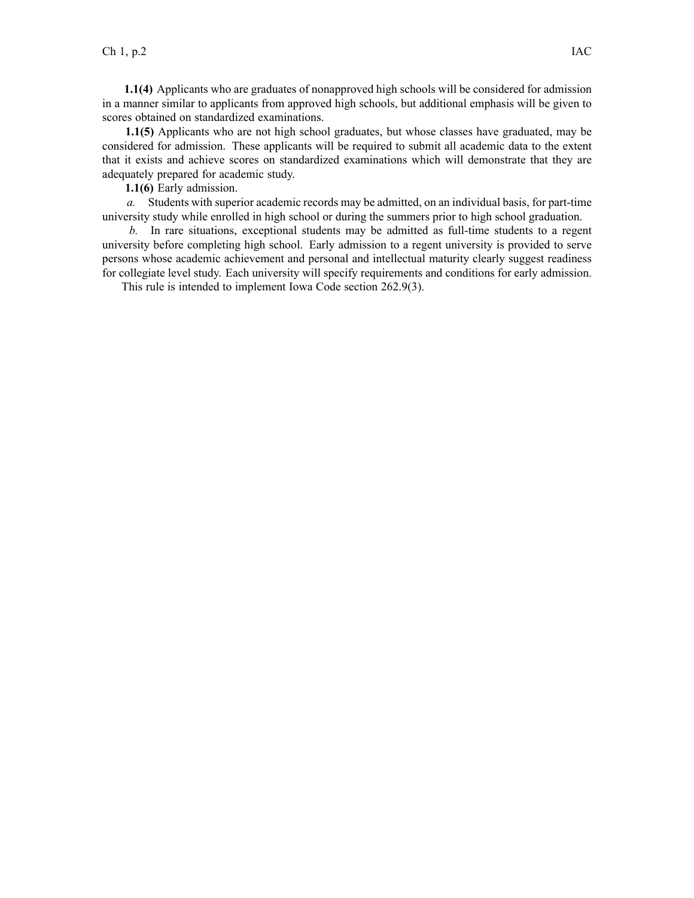**1.1(4)** Applicants who are graduates of nonapproved high schools will be considered for admission in a manner similar to applicants from approved high schools, but additional emphasis will be given to scores obtained on standardized examinations.

**1.1(5)** Applicants who are not high school graduates, but whose classes have graduated, may be considered for admission. These applicants will be required to submit all academic data to the extent that it exists and achieve scores on standardized examinations which will demonstrate that they are adequately prepared for academic study.

**1.1(6)** Early admission.

*a.* Students with superior academic records may be admitted, on an individual basis, for part-time university study while enrolled in high school or during the summers prior to high school graduation.

*b.* In rare situations, exceptional students may be admitted as full-time students to a regent university before completing high school. Early admission to a regent university is provided to serve persons whose academic achievement and personal and intellectual maturity clearly suggest readiness for collegiate level study. Each university will specify requirements and conditions for early admission.

This rule is intended to implement Iowa Code section 262.9(3).